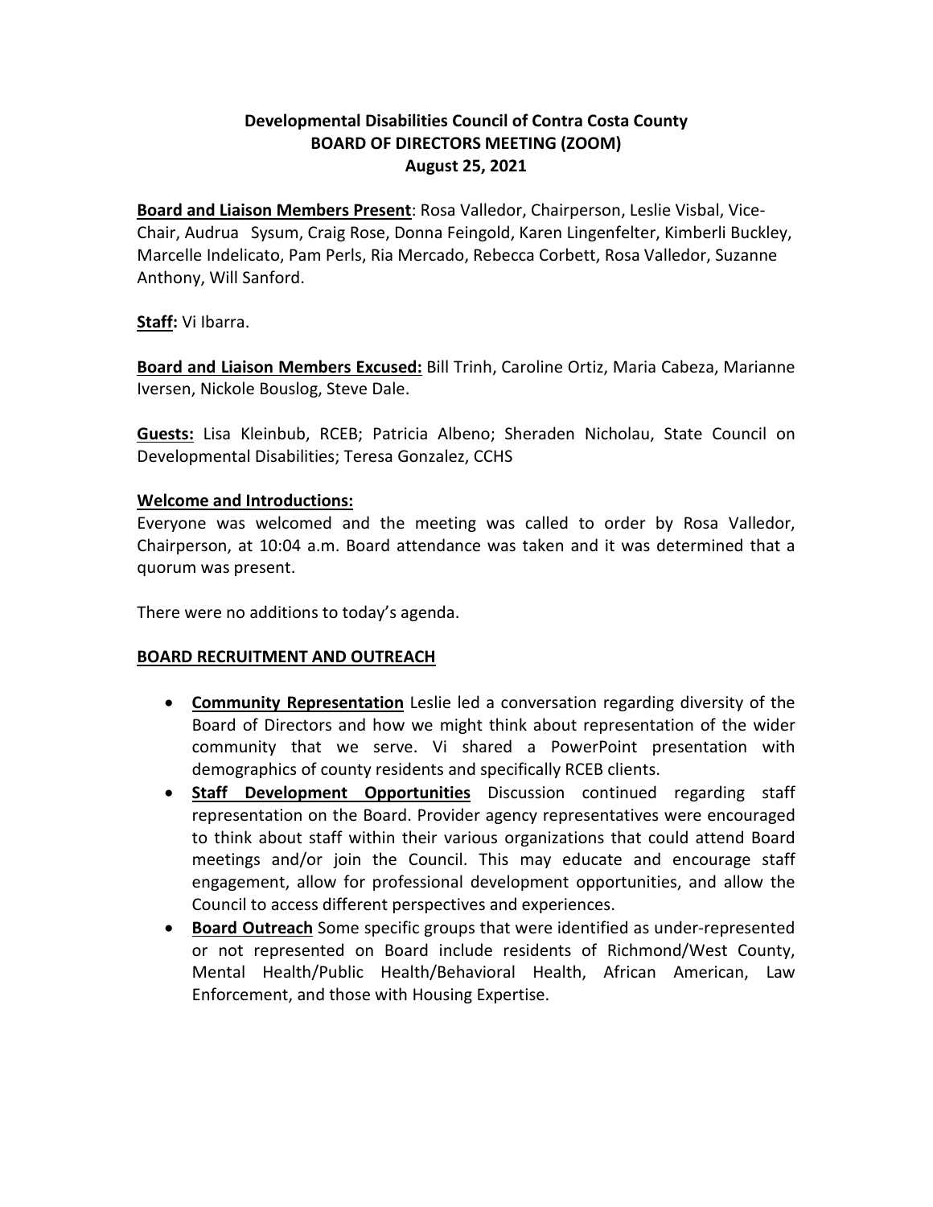# Developmental Disabilities Council of Contra Costa County
## BOARD OF DIRECTORS MEETING (ZOOM)
### August 25, 2021

**Board and Liaison Members Present**: Rosa Valledor, Chairperson, Leslie Visbal, Vice-Chair, Audrua Sysum, Craig Rose, Donna Feingold, Karen Lingenfelter, Kimberli Buckley, Marcelle Indelicato, Pam Perls, Ria Mercado, Rebecca Corbett, Rosa Valledor, Suzanne Anthony, Will Sanford.

**Staff:** Vi Ibarra.

**Board and Liaison Members Excused:** Bill Trinh, Caroline Ortiz, Maria Cabeza, Marianne Iversen, Nickole Bouslog, Steve Dale.

**Guests:** Lisa Kleinbub, RCEB; Patricia Albeno; Sheraden Nicholau, State Council on Developmental Disabilities; Teresa Gonzalez, CCHS

**Welcome and Introductions:**

Everyone was welcomed and the meeting was called to order by Rosa Valledor, Chairperson, at 10:04 a.m. Board attendance was taken and it was determined that a quorum was present.

There were no additions to today's agenda.

**BOARD RECRUITMENT AND OUTREACH**

- **Community Representation** Leslie led a conversation regarding diversity of the Board of Directors and how we might think about representation of the wider community that we serve. Vi shared a PowerPoint presentation with demographics of county residents and specifically RCEB clients.
- **Staff Development Opportunities** Discussion continued regarding staff representation on the Board. Provider agency representatives were encouraged to think about staff within their various organizations that could attend Board meetings and/or join the Council. This may educate and encourage staff engagement, allow for professional development opportunities, and allow the Council to access different perspectives and experiences.
- **Board Outreach** Some specific groups that were identified as under-represented or not represented on Board include residents of Richmond/West County, Mental Health/Public Health/Behavioral Health, African American, Law Enforcement, and those with Housing Expertise.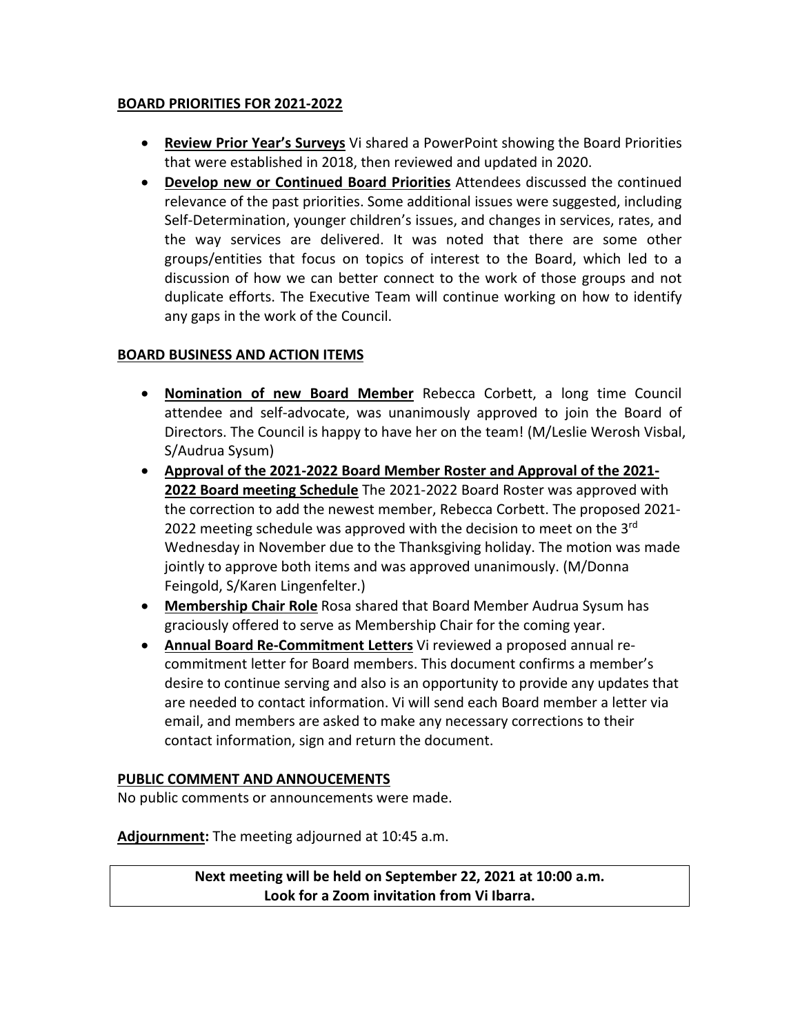## BOARD PRIORITIES FOR 2021-2022

- **Review Prior Year's Surveys** Vi shared a PowerPoint showing the Board Priorities that were established in 2018, then reviewed and updated in 2020.
- **Develop new or Continued Board Priorities** Attendees discussed the continued relevance of the past priorities. Some additional issues were suggested, including Self-Determination, younger children's issues, and changes in services, rates, and the way services are delivered. It was noted that there are some other groups/entities that focus on topics of interest to the Board, which led to a discussion of how we can better connect to the work of those groups and not duplicate efforts. The Executive Team will continue working on how to identify any gaps in the work of the Council.

## BOARD BUSINESS AND ACTION ITEMS

- **Nomination of new Board Member** Rebecca Corbett, a long time Council attendee and self-advocate, was unanimously approved to join the Board of Directors. The Council is happy to have her on the team! (M/Leslie Werosh Visbal, S/Audrua Sysum)
- **Approval of the 2021-2022 Board Member Roster and Approval of the 2021-2022 Board meeting Schedule** The 2021-2022 Board Roster was approved with the correction to add the newest member, Rebecca Corbett. The proposed 2021-2022 meeting schedule was approved with the decision to meet on the 3rd Wednesday in November due to the Thanksgiving holiday. The motion was made jointly to approve both items and was approved unanimously. (M/Donna Feingold, S/Karen Lingenfelter.)
- **Membership Chair Role** Rosa shared that Board Member Audrua Sysum has graciously offered to serve as Membership Chair for the coming year.
- **Annual Board Re-Commitment Letters** Vi reviewed a proposed annual re-commitment letter for Board members. This document confirms a member's desire to continue serving and also is an opportunity to provide any updates that are needed to contact information. Vi will send each Board member a letter via email, and members are asked to make any necessary corrections to their contact information, sign and return the document.

## PUBLIC COMMENT AND ANNOUCEMENTS

No public comments or announcements were made.

**Adjournment:** The meeting adjourned at 10:45 a.m.

**Next meeting will be held on September 22, 2021 at 10:00 a.m.**
**Look for a Zoom invitation from Vi Ibarra.**